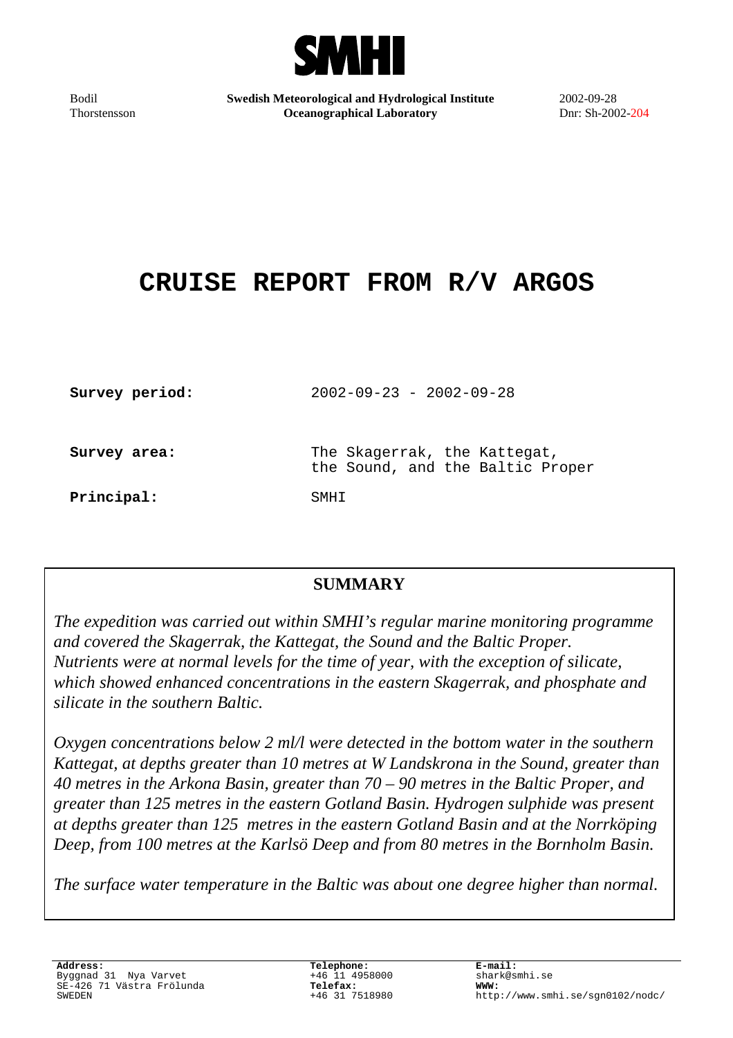SMHI

Bodil Thorstensson

**Swedish Meteorological and Hydrological Institute**
**Oceanographical Laboratory**

2002-09-28
Dnr: Sh-2002-204

# CRUISE REPORT FROM R/V ARGOS

**Survey period:** 2002-09-23 - 2002-09-28

**Survey area:** The Skagerrak, the Kattegat, the Sound, and the Baltic Proper

**Principal:** SMHI

## SUMMARY

*The expedition was carried out within SMHI's regular marine monitoring programme and covered the Skagerrak, the Kattegat, the Sound and the Baltic Proper. Nutrients were at normal levels for the time of year, with the exception of silicate, which showed enhanced concentrations in the eastern Skagerrak, and phosphate and silicate in the southern Baltic.*

*Oxygen concentrations below 2 ml/l were detected in the bottom water in the southern Kattegat, at depths greater than 10 metres at W Landskrona in the Sound, greater than 40 metres in the Arkona Basin, greater than 70 – 90 metres in the Baltic Proper, and greater than 125 metres in the eastern Gotland Basin. Hydrogen sulphide was present at depths greater than 125 metres in the eastern Gotland Basin and at the Norrköping Deep, from 100 metres at the Karlsö Deep and from 80 metres in the Bornholm Basin.*

*The surface water temperature in the Baltic was about one degree higher than normal.*

**Address:**
Byggnad 31 Nya Varvet
SE-426 71 Västra Frölunda
SWEDEN

**Telephone:**
+46 11 4958000
**Telefax:**
+46 31 7518980

**E-mail:**
shark@smhi.se
**WWW:**
http://www.smhi.se/sgn0102/nodc/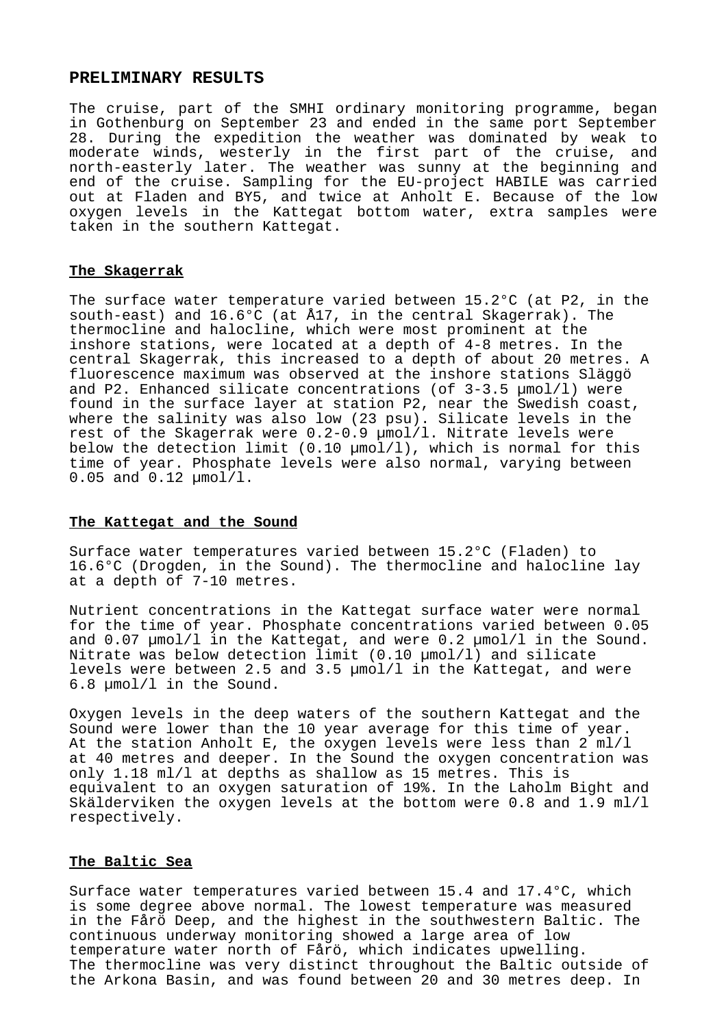## PRELIMINARY RESULTS

The cruise, part of the SMHI ordinary monitoring programme, began in Gothenburg on September 23 and ended in the same port September 28. During the expedition the weather was dominated by weak to moderate winds, westerly in the first part of the cruise, and north-easterly later. The weather was sunny at the beginning and end of the cruise. Sampling for the EU-project HABILE was carried out at Fladen and BY5, and twice at Anholt E. Because of the low oxygen levels in the Kattegat bottom water, extra samples were taken in the southern Kattegat.

### The Skagerrak

The surface water temperature varied between 15.2°C (at P2, in the south-east) and 16.6°C (at Å17, in the central Skagerrak). The thermocline and halocline, which were most prominent at the inshore stations, were located at a depth of 4-8 metres. In the central Skagerrak, this increased to a depth of about 20 metres. A fluorescence maximum was observed at the inshore stations Släggö and P2. Enhanced silicate concentrations (of 3-3.5 µmol/l) were found in the surface layer at station P2, near the Swedish coast, where the salinity was also low (23 psu). Silicate levels in the rest of the Skagerrak were 0.2-0.9 µmol/l. Nitrate levels were below the detection limit (0.10 µmol/l), which is normal for this time of year. Phosphate levels were also normal, varying between 0.05 and 0.12 µmol/l.

### The Kattegat and the Sound

Surface water temperatures varied between 15.2°C (Fladen) to 16.6°C (Drogden, in the Sound). The thermocline and halocline lay at a depth of 7-10 metres.

Nutrient concentrations in the Kattegat surface water were normal for the time of year. Phosphate concentrations varied between 0.05 and 0.07 µmol/l in the Kattegat, and were 0.2 µmol/l in the Sound. Nitrate was below detection limit (0.10 µmol/l) and silicate levels were between 2.5 and 3.5 µmol/l in the Kattegat, and were 6.8 µmol/l in the Sound.

Oxygen levels in the deep waters of the southern Kattegat and the Sound were lower than the 10 year average for this time of year. At the station Anholt E, the oxygen levels were less than 2 ml/l at 40 metres and deeper. In the Sound the oxygen concentration was only 1.18 ml/l at depths as shallow as 15 metres. This is equivalent to an oxygen saturation of 19%. In the Laholm Bight and Skälderviken the oxygen levels at the bottom were 0.8 and 1.9 ml/l respectively.

### The Baltic Sea

Surface water temperatures varied between 15.4 and 17.4°C, which is some degree above normal. The lowest temperature was measured in the Fårö Deep, and the highest in the southwestern Baltic. The continuous underway monitoring showed a large area of low temperature water north of Fårö, which indicates upwelling. The thermocline was very distinct throughout the Baltic outside of the Arkona Basin, and was found between 20 and 30 metres deep. In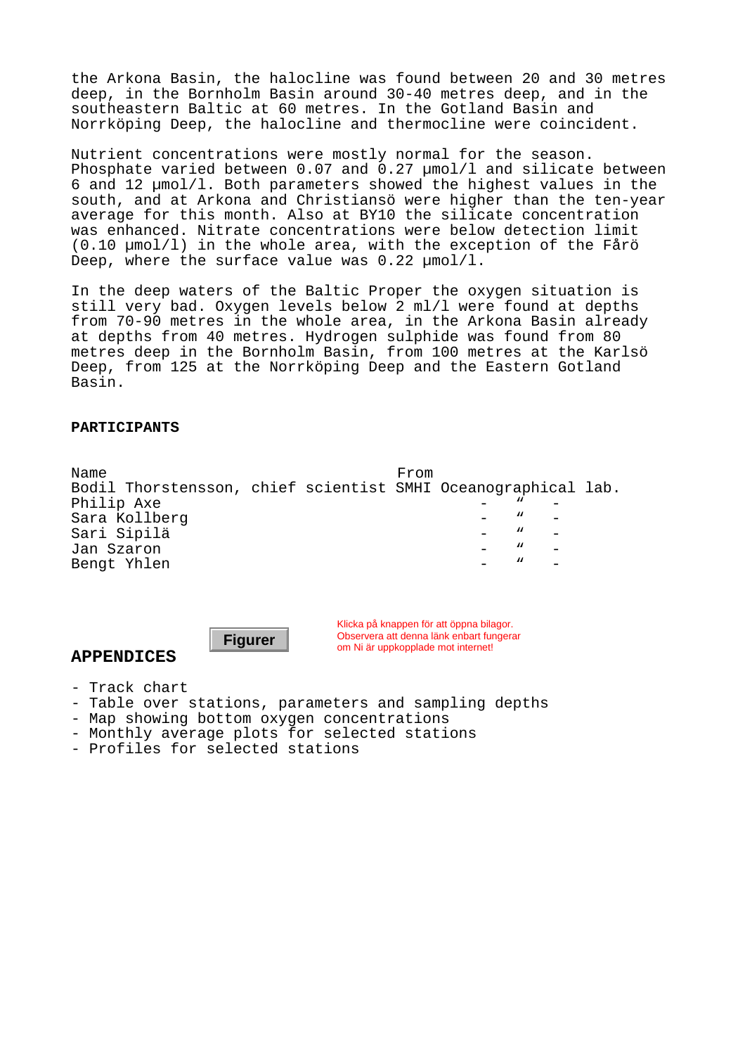the Arkona Basin, the halocline was found between 20 and 30 metres deep, in the Bornholm Basin around 30-40 metres deep, and in the southeastern Baltic at 60 metres. In the Gotland Basin and Norrköping Deep, the halocline and thermocline were coincident.

Nutrient concentrations were mostly normal for the season. Phosphate varied between 0.07 and 0.27 µmol/l and silicate between 6 and 12 µmol/l. Both parameters showed the highest values in the south, and at Arkona and Christiansö were higher than the ten-year average for this month. Also at BY10 the silicate concentration was enhanced. Nitrate concentrations were below detection limit (0.10 µmol/l) in the whole area, with the exception of the Fårö Deep, where the surface value was 0.22 µmol/l.

In the deep waters of the Baltic Proper the oxygen situation is still very bad. Oxygen levels below 2 ml/l were found at depths from 70-90 metres in the whole area, in the Arkona Basin already at depths from 40 metres. Hydrogen sulphide was found from 80 metres deep in the Bornholm Basin, from 100 metres at the Karlsö Deep, from 125 at the Norrköping Deep and the Eastern Gotland Basin.

## PARTICIPANTS

| Name | From |
|---|---|
| Bodil Thorstensson, chief scientist | SMHI Oceanographical lab. |
| Philip Axe | - " - |
| Sara Kollberg | - " - |
| Sari Sipilä | - " - |
| Jan Szaron | - " - |
| Bengt Yhlen | - " - |

Figurer

Klicka på knappen för att öppna bilagor. Observera att denna länk enbart fungerar om Ni är uppkopplade mot internet!

## APPENDICES

- Track chart
- Table over stations, parameters and sampling depths
- Map showing bottom oxygen concentrations
- Monthly average plots for selected stations
- Profiles for selected stations